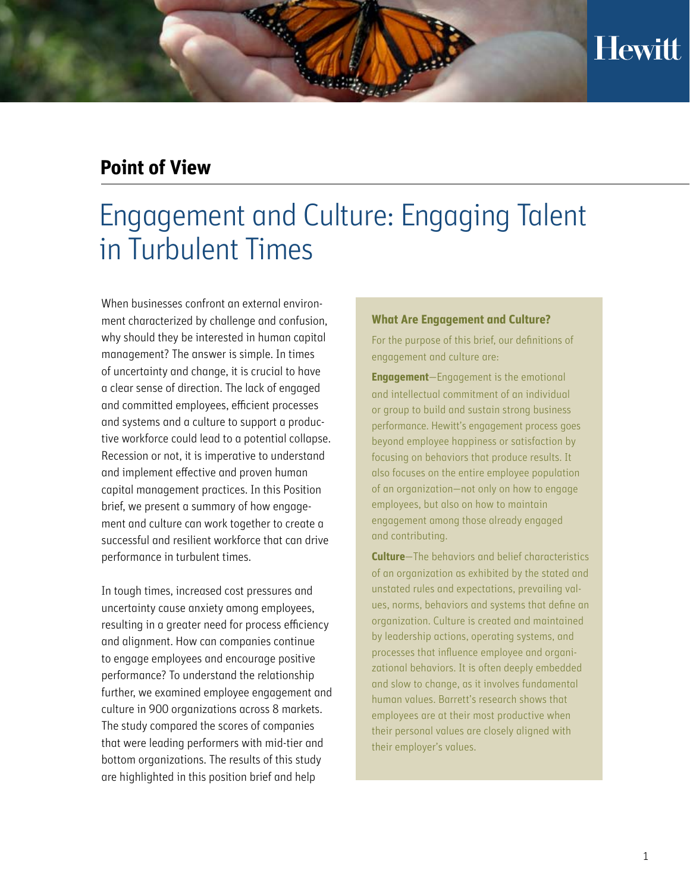Hewitt

**Point of View**

# Engagement and Culture: Engaging Talent in Turbulent Times

When businesses confront an external environment characterized by challenge and confusion, why should they be interested in human capital management? The answer is simple. In times of uncertainty and change, it is crucial to have a clear sense of direction. The lack of engaged and committed employees, efficient processes and systems and a culture to support a productive workforce could lead to a potential collapse. Recession or not, it is imperative to understand and implement effective and proven human capital management practices. In this Position brief, we present a summary of how engagement and culture can work together to create a successful and resilient workforce that can drive performance in turbulent times.

In tough times, increased cost pressures and uncertainty cause anxiety among employees, resulting in a greater need for process efficiency and alignment. How can companies continue to engage employees and encourage positive performance? To understand the relationship further, we examined employee engagement and culture in 900 organizations across 8 markets. The study compared the scores of companies that were leading performers with mid-tier and bottom organizations. The results of this study are highlighted in this position brief and help

### What Are Engagement and Culture?

For the purpose of this brief, our definitions of engagement and culture are:

**Engagement**—Engagement is the emotional and intellectual commitment of an individual or group to build and sustain strong business performance. Hewitt's engagement process goes beyond employee happiness or satisfaction by focusing on behaviors that produce results. It also focuses on the entire employee population of an organization—not only on how to engage employees, but also on how to maintain engagement among those already engaged and contributing.

**Culture**—The behaviors and belief characteristics of an organization as exhibited by the stated and unstated rules and expectations, prevailing values, norms, behaviors and systems that define an organization. Culture is created and maintained by leadership actions, operating systems, and processes that influence employee and organizational behaviors. It is often deeply embedded and slow to change, as it involves fundamental human values. Barrett's research shows that employees are at their most productive when their personal values are closely aligned with their employer's values.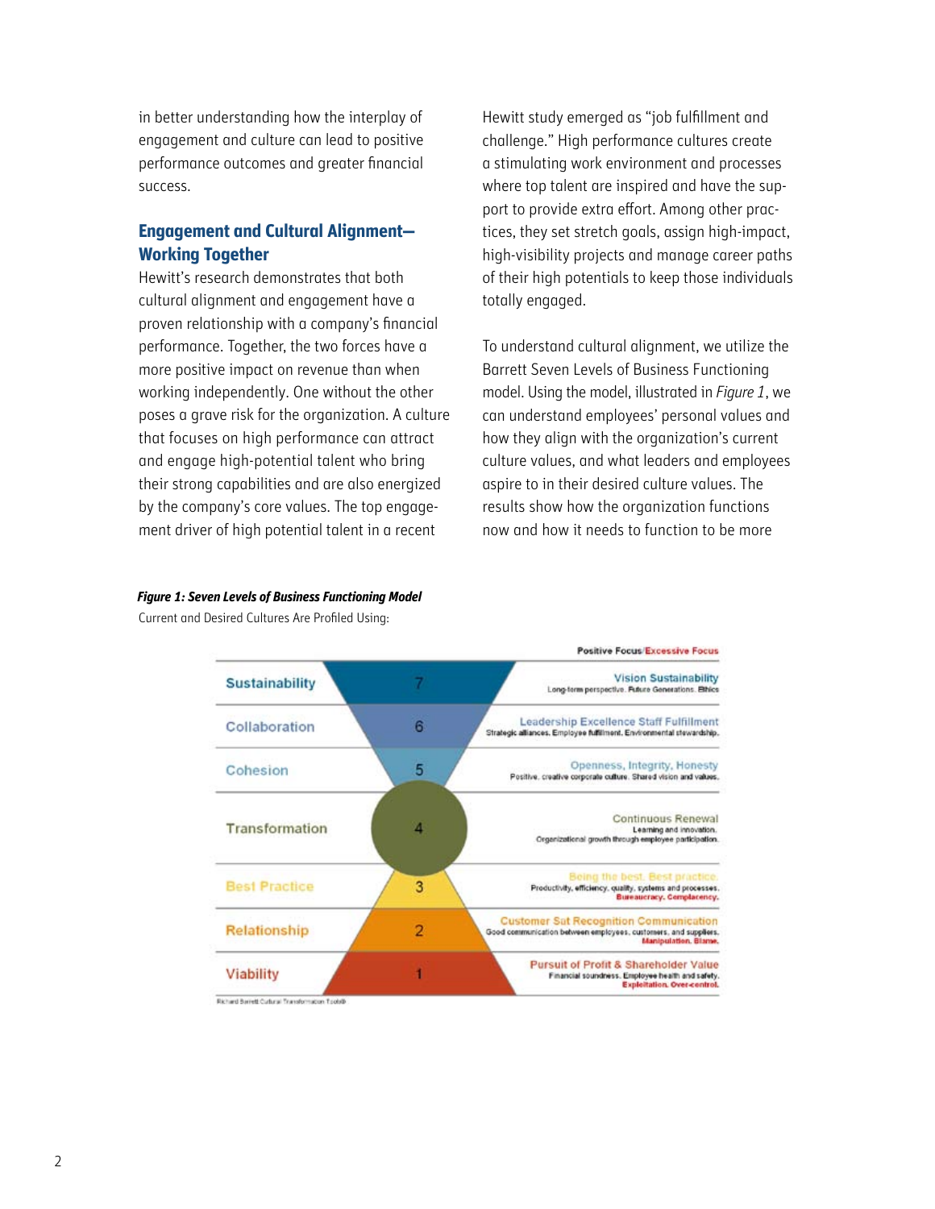in better understanding how the interplay of engagement and culture can lead to positive performance outcomes and greater financial success.

## Engagement and Cultural Alignment—Working Together

Hewitt's research demonstrates that both cultural alignment and engagement have a proven relationship with a company's financial performance. Together, the two forces have a more positive impact on revenue than when working independently. One without the other poses a grave risk for the organization. A culture that focuses on high performance can attract and engage high-potential talent who bring their strong capabilities and are also energized by the company's core values. The top engagement driver of high potential talent in a recent Hewitt study emerged as "job fulfillment and challenge." High performance cultures create a stimulating work environment and processes where top talent are inspired and have the support to provide extra effort. Among other practices, they set stretch goals, assign high-impact, high-visibility projects and manage career paths of their high potentials to keep those individuals totally engaged.

To understand cultural alignment, we utilize the Barrett Seven Levels of Business Functioning model. Using the model, illustrated in *Figure 1*, we can understand employees' personal values and how they align with the organization's current culture values, and what leaders and employees aspire to in their desired culture values. The results show how the organization functions now and how it needs to function to be more

***Figure 1: Seven Levels of Business Functioning Model***

Current and Desired Cultures Are Profiled Using:

| Level | # | Positive Focus/Excessive Focus |
|---|---|---|
| Sustainability | 7 | Vision Sustainability<br>Long-term perspective. Future Generations. Ethics |
| Collaboration | 6 | Leadership Excellence Staff Fulfillment<br>Strategic alliances. Employee fulfillment. Environmental stewardship. |
| Cohesion | 5 | Openness, Integrity, Honesty<br>Positive, creative corporate culture. Shared vision and values. |
| Transformation | 4 | Continuous Renewal<br>Learning and innovation.<br>Organizational growth through employee participation. |
| Best Practice | 3 | Being the best. Best practice.<br>Productivity, efficiency, quality, systems and processes.<br>Bureaucracy. Complacency. |
| Relationship | 2 | Customer Sat Recognition Communication<br>Good communication between employees, customers, and suppliers.<br>Manipulation. Blame. |
| Viability | 1 | Pursuit of Profit & Shareholder Value<br>Financial soundness. Employee health and safety.<br>Exploitation. Over-control. |

Richard Barrett Cultural Transformation Tools®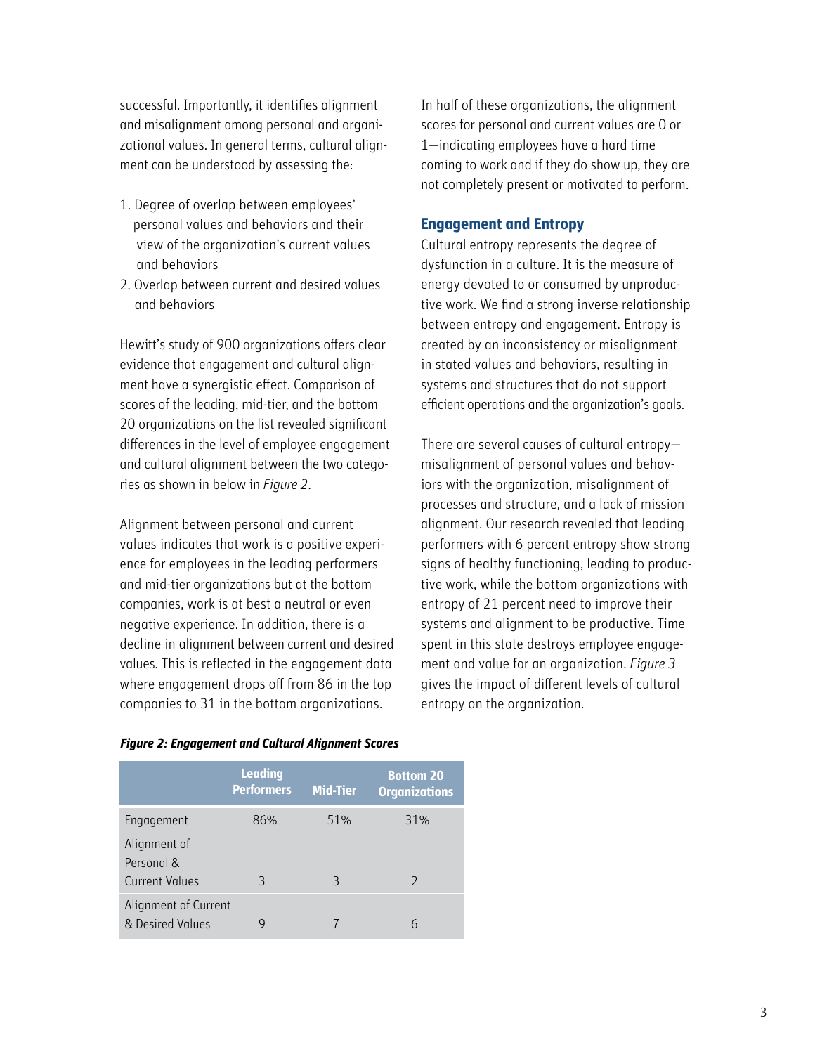successful. Importantly, it identifies alignment and misalignment among personal and organizational values. In general terms, cultural alignment can be understood by assessing the:

1. Degree of overlap between employees' personal values and behaviors and their view of the organization's current values and behaviors
2. Overlap between current and desired values and behaviors

Hewitt's study of 900 organizations offers clear evidence that engagement and cultural alignment have a synergistic effect. Comparison of scores of the leading, mid-tier, and the bottom 20 organizations on the list revealed significant differences in the level of employee engagement and cultural alignment between the two categories as shown in below in *Figure 2*.

Alignment between personal and current values indicates that work is a positive experience for employees in the leading performers and mid-tier organizations but at the bottom companies, work is at best a neutral or even negative experience. In addition, there is a decline in alignment between current and desired values. This is reflected in the engagement data where engagement drops off from 86 in the top companies to 31 in the bottom organizations.

***Figure 2: Engagement and Cultural Alignment Scores***

| | Leading Performers | Mid-Tier | Bottom 20 Organizations |
|---|---|---|---|
| Engagement | 86% | 51% | 31% |
| Alignment of Personal & Current Values | 3 | 3 | 2 |
| Alignment of Current & Desired Values | 9 | 7 | 6 |

In half of these organizations, the alignment scores for personal and current values are 0 or 1—indicating employees have a hard time coming to work and if they do show up, they are not completely present or motivated to perform.

## Engagement and Entropy

Cultural entropy represents the degree of dysfunction in a culture. It is the measure of energy devoted to or consumed by unproductive work. We find a strong inverse relationship between entropy and engagement. Entropy is created by an inconsistency or misalignment in stated values and behaviors, resulting in systems and structures that do not support efficient operations and the organization's goals.

There are several causes of cultural entropy—misalignment of personal values and behaviors with the organization, misalignment of processes and structure, and a lack of mission alignment. Our research revealed that leading performers with 6 percent entropy show strong signs of healthy functioning, leading to productive work, while the bottom organizations with entropy of 21 percent need to improve their systems and alignment to be productive. Time spent in this state destroys employee engagement and value for an organization. *Figure 3* gives the impact of different levels of cultural entropy on the organization.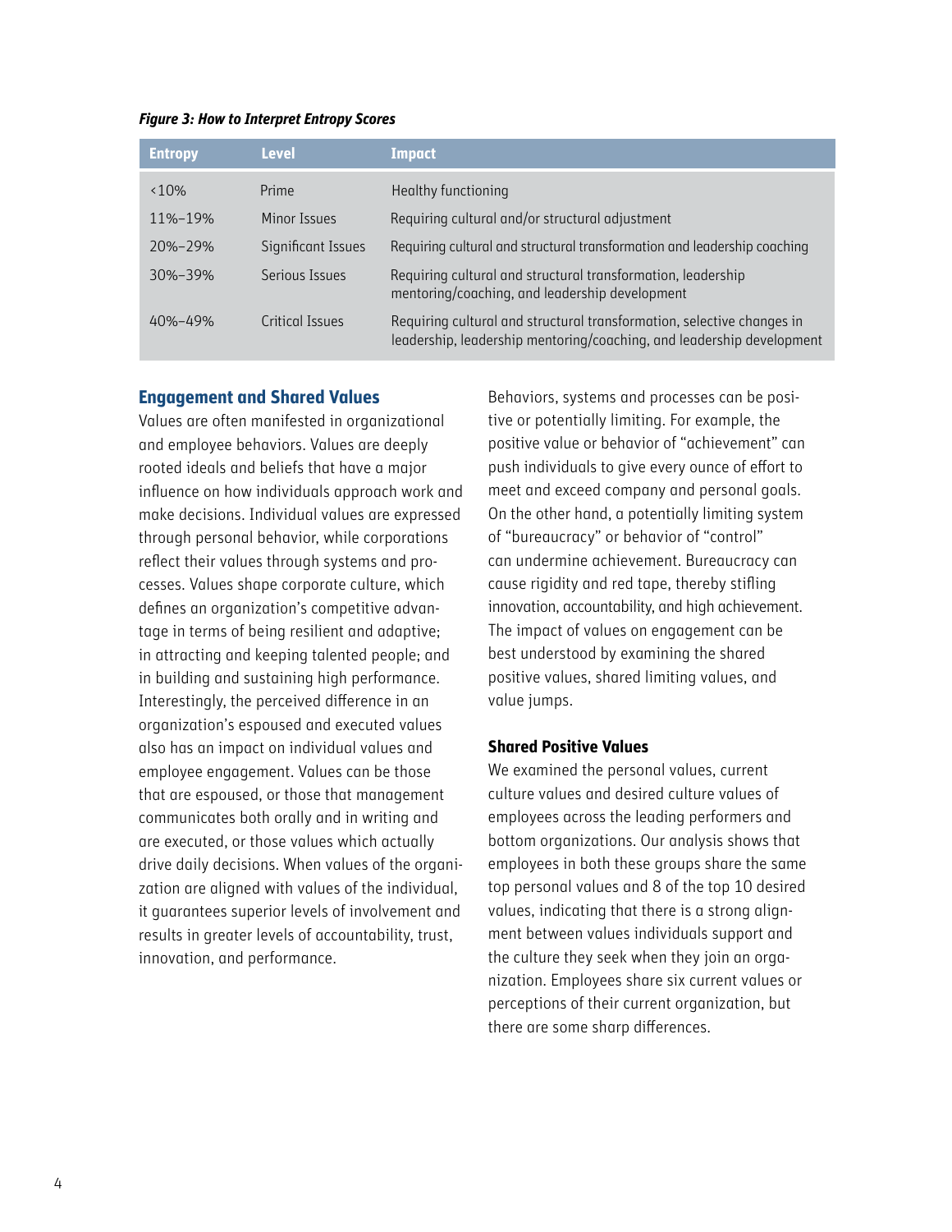*Figure 3: How to Interpret Entropy Scores*

| Entropy | Level | Impact |
| --- | --- | --- |
| <10% | Prime | Healthy functioning |
| 11%–19% | Minor Issues | Requiring cultural and/or structural adjustment |
| 20%–29% | Significant Issues | Requiring cultural and structural transformation and leadership coaching |
| 30%–39% | Serious Issues | Requiring cultural and structural transformation, leadership mentoring/coaching, and leadership development |
| 40%–49% | Critical Issues | Requiring cultural and structural transformation, selective changes in leadership, leadership mentoring/coaching, and leadership development |

## Engagement and Shared Values

Values are often manifested in organizational and employee behaviors. Values are deeply rooted ideals and beliefs that have a major influence on how individuals approach work and make decisions. Individual values are expressed through personal behavior, while corporations reflect their values through systems and processes. Values shape corporate culture, which defines an organization's competitive advantage in terms of being resilient and adaptive; in attracting and keeping talented people; and in building and sustaining high performance. Interestingly, the perceived difference in an organization's espoused and executed values also has an impact on individual values and employee engagement. Values can be those that are espoused, or those that management communicates both orally and in writing and are executed, or those values which actually drive daily decisions. When values of the organization are aligned with values of the individual, it guarantees superior levels of involvement and results in greater levels of accountability, trust, innovation, and performance.

Behaviors, systems and processes can be positive or potentially limiting. For example, the positive value or behavior of "achievement" can push individuals to give every ounce of effort to meet and exceed company and personal goals. On the other hand, a potentially limiting system of "bureaucracy" or behavior of "control" can undermine achievement. Bureaucracy can cause rigidity and red tape, thereby stifling innovation, accountability, and high achievement. The impact of values on engagement can be best understood by examining the shared positive values, shared limiting values, and value jumps.

### Shared Positive Values

We examined the personal values, current culture values and desired culture values of employees across the leading performers and bottom organizations. Our analysis shows that employees in both these groups share the same top personal values and 8 of the top 10 desired values, indicating that there is a strong alignment between values individuals support and the culture they seek when they join an organization. Employees share six current values or perceptions of their current organization, but there are some sharp differences.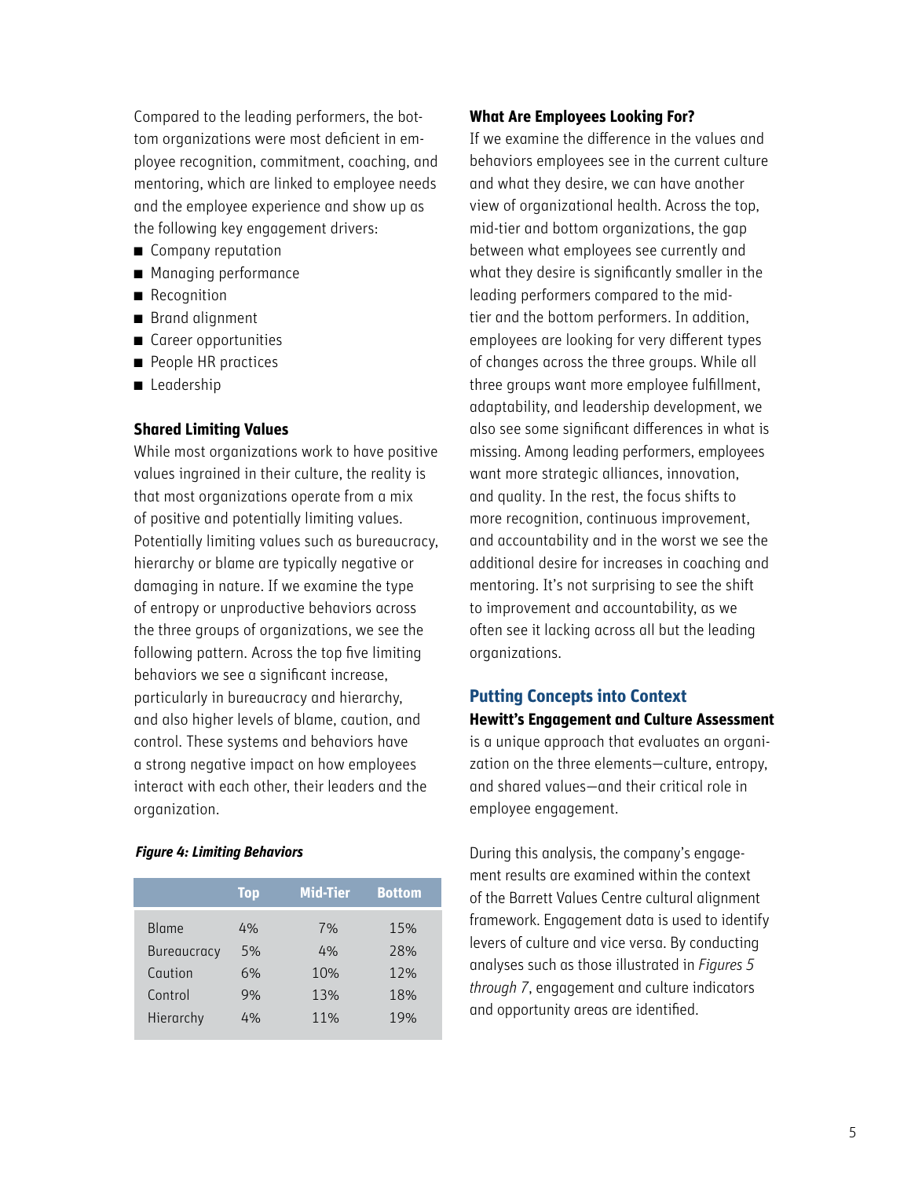Compared to the leading performers, the bottom organizations were most deficient in employee recognition, commitment, coaching, and mentoring, which are linked to employee needs and the employee experience and show up as the following key engagement drivers:

- Company reputation
- Managing performance
- Recognition
- Brand alignment
- Career opportunities
- People HR practices
- Leadership

### Shared Limiting Values

While most organizations work to have positive values ingrained in their culture, the reality is that most organizations operate from a mix of positive and potentially limiting values. Potentially limiting values such as bureaucracy, hierarchy or blame are typically negative or damaging in nature. If we examine the type of entropy or unproductive behaviors across the three groups of organizations, we see the following pattern. Across the top five limiting behaviors we see a significant increase, particularly in bureaucracy and hierarchy, and also higher levels of blame, caution, and control. These systems and behaviors have a strong negative impact on how employees interact with each other, their leaders and the organization.

***Figure 4: Limiting Behaviors***

| | Top | Mid-Tier | Bottom |
|---|---|---|---|
| Blame | 4% | 7% | 15% |
| Bureaucracy | 5% | 4% | 28% |
| Caution | 6% | 10% | 12% |
| Control | 9% | 13% | 18% |
| Hierarchy | 4% | 11% | 19% |

### What Are Employees Looking For?

If we examine the difference in the values and behaviors employees see in the current culture and what they desire, we can have another view of organizational health. Across the top, mid-tier and bottom organizations, the gap between what employees see currently and what they desire is significantly smaller in the leading performers compared to the mid-tier and the bottom performers. In addition, employees are looking for very different types of changes across the three groups. While all three groups want more employee fulfillment, adaptability, and leadership development, we also see some significant differences in what is missing. Among leading performers, employees want more strategic alliances, innovation, and quality. In the rest, the focus shifts to more recognition, continuous improvement, and accountability and in the worst we see the additional desire for increases in coaching and mentoring. It's not surprising to see the shift to improvement and accountability, as we often see it lacking across all but the leading organizations.

## Putting Concepts into Context

**Hewitt's Engagement and Culture Assessment** is a unique approach that evaluates an organization on the three elements—culture, entropy, and shared values—and their critical role in employee engagement.

During this analysis, the company's engagement results are examined within the context of the Barrett Values Centre cultural alignment framework. Engagement data is used to identify levers of culture and vice versa. By conducting analyses such as those illustrated in *Figures 5 through 7*, engagement and culture indicators and opportunity areas are identified.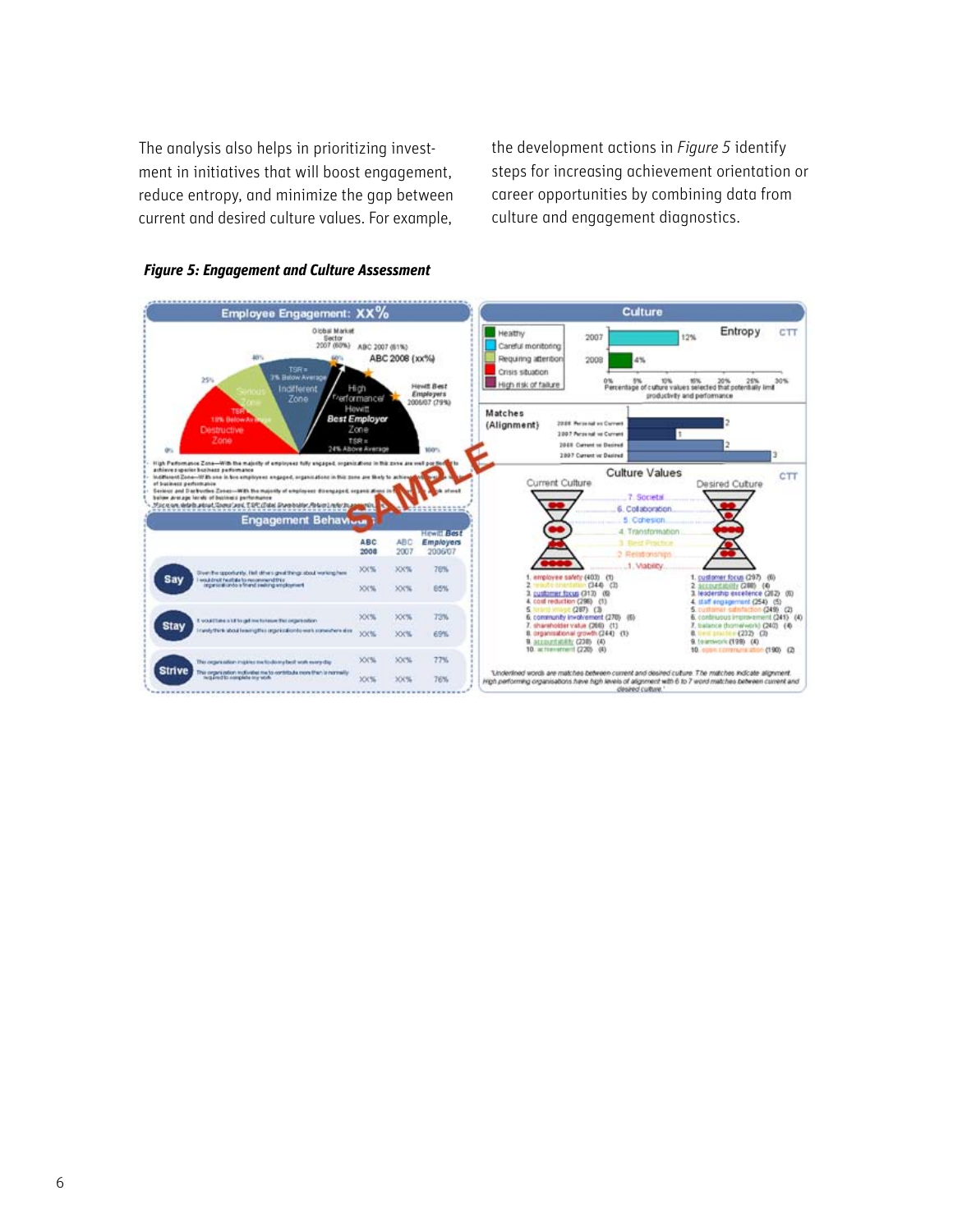The analysis also helps in prioritizing investment in initiatives that will boost engagement, reduce entropy, and minimize the gap between current and desired culture values. For example, the development actions in *Figure 5* identify steps for increasing achievement orientation or career opportunities by combining data from culture and engagement diagnostics.

***Figure 5: Engagement and Culture Assessment***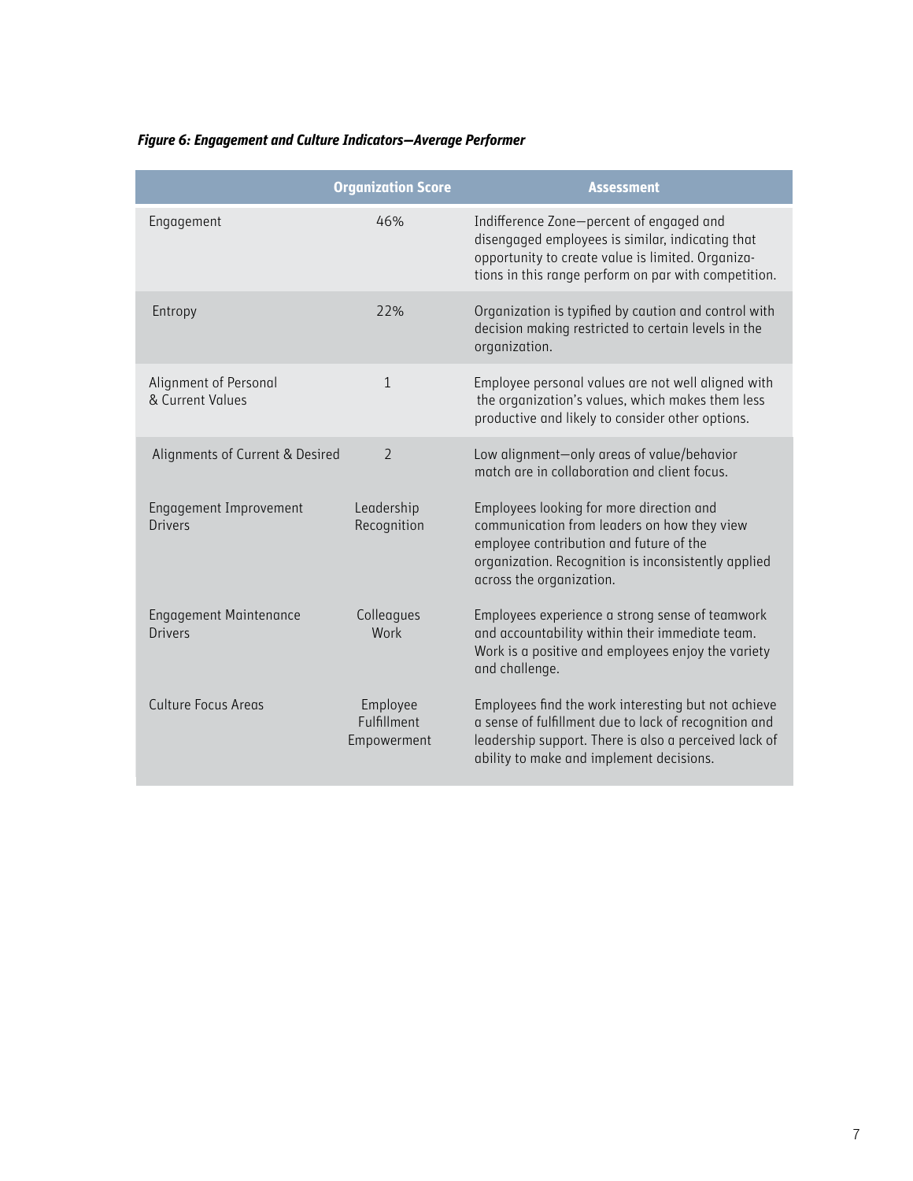***Figure 6: Engagement and Culture Indicators—Average Performer***

| | Organization Score | Assessment |
|---|---|---|
| Engagement | 46% | Indifference Zone—percent of engaged and disengaged employees is similar, indicating that opportunity to create value is limited. Organizations in this range perform on par with competition. |
| Entropy | 22% | Organization is typified by caution and control with decision making restricted to certain levels in the organization. |
| Alignment of Personal & Current Values | 1 | Employee personal values are not well aligned with the organization's values, which makes them less productive and likely to consider other options. |
| Alignments of Current & Desired | 2 | Low alignment—only areas of value/behavior match are in collaboration and client focus. |
| Engagement Improvement Drivers | Leadership Recognition | Employees looking for more direction and communication from leaders on how they view employee contribution and future of the organization. Recognition is inconsistently applied across the organization. |
| Engagement Maintenance Drivers | Colleagues Work | Employees experience a strong sense of teamwork and accountability within their immediate team. Work is a positive and employees enjoy the variety and challenge. |
| Culture Focus Areas | Employee Fulfillment Empowerment | Employees find the work interesting but not achieve a sense of fulfillment due to lack of recognition and leadership support. There is also a perceived lack of ability to make and implement decisions. |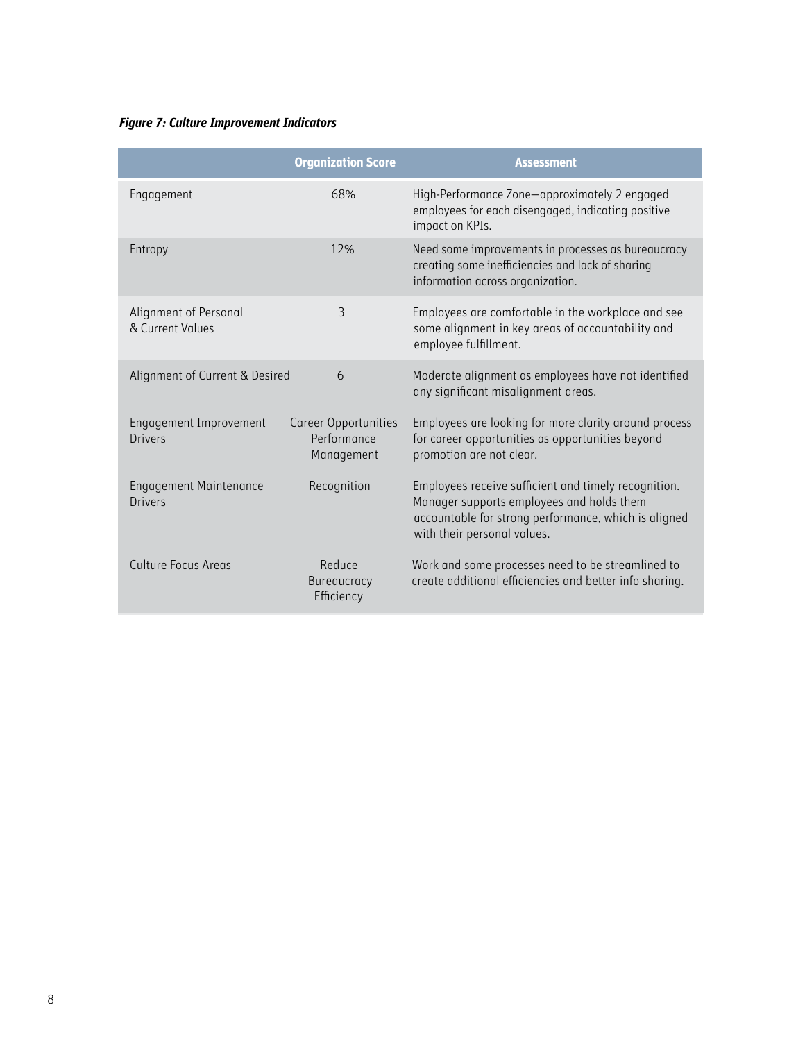***Figure 7: Culture Improvement Indicators***

| | Organization Score | Assessment |
|---|---|---|
| Engagement | 68% | High-Performance Zone—approximately 2 engaged employees for each disengaged, indicating positive impact on KPIs. |
| Entropy | 12% | Need some improvements in processes as bureaucracy creating some inefficiencies and lack of sharing information across organization. |
| Alignment of Personal & Current Values | 3 | Employees are comfortable in the workplace and see some alignment in key areas of accountability and employee fulfillment. |
| Alignment of Current & Desired | 6 | Moderate alignment as employees have not identified any significant misalignment areas. |
| Engagement Improvement Drivers | Career Opportunities Performance Management | Employees are looking for more clarity around process for career opportunities as opportunities beyond promotion are not clear. |
| Engagement Maintenance Drivers | Recognition | Employees receive sufficient and timely recognition. Manager supports employees and holds them accountable for strong performance, which is aligned with their personal values. |
| Culture Focus Areas | Reduce Bureaucracy Efficiency | Work and some processes need to be streamlined to create additional efficiencies and better info sharing. |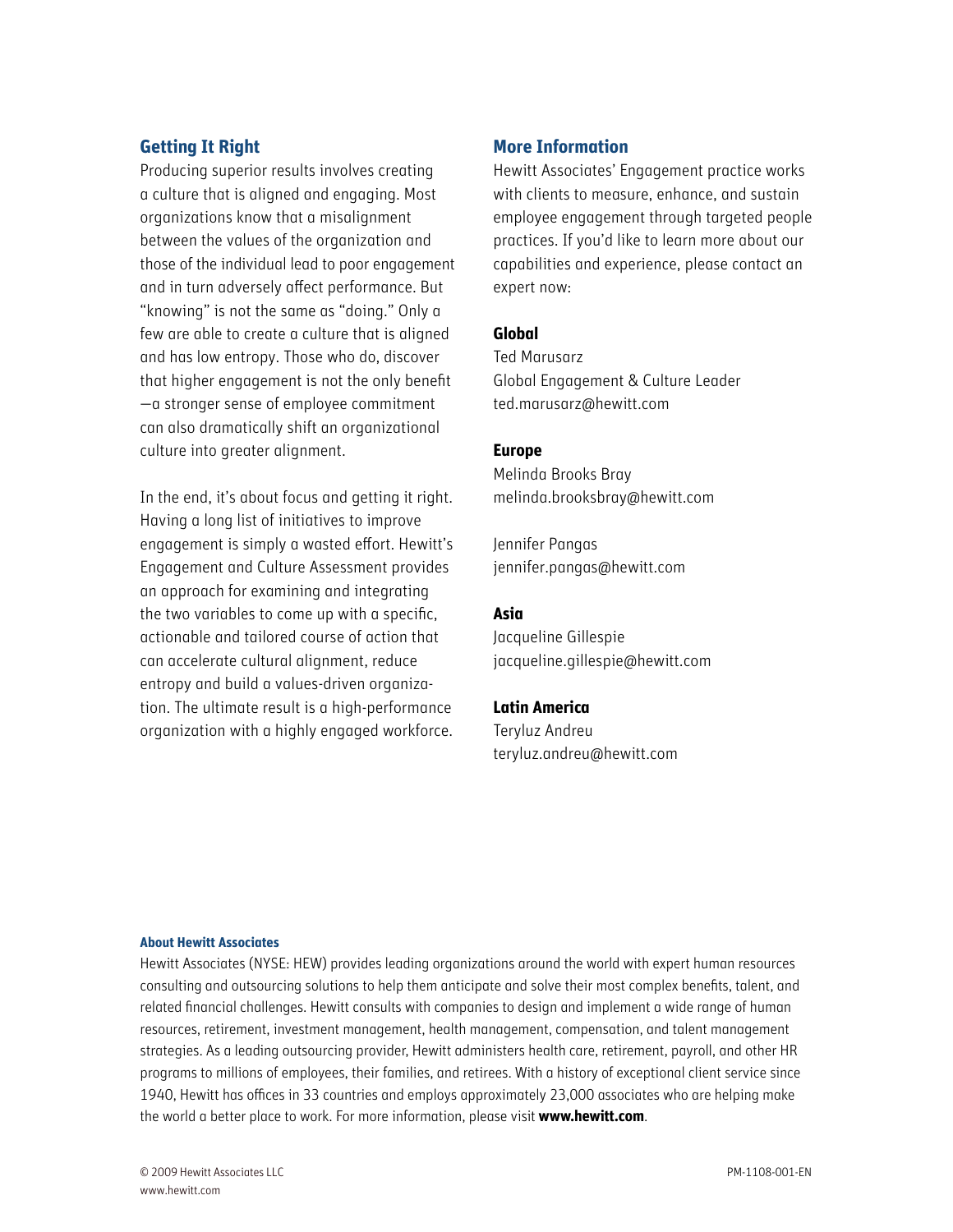## Getting It Right

Producing superior results involves creating a culture that is aligned and engaging. Most organizations know that a misalignment between the values of the organization and those of the individual lead to poor engagement and in turn adversely affect performance. But "knowing" is not the same as "doing." Only a few are able to create a culture that is aligned and has low entropy. Those who do, discover that higher engagement is not the only benefit —a stronger sense of employee commitment can also dramatically shift an organizational culture into greater alignment.

In the end, it's about focus and getting it right. Having a long list of initiatives to improve engagement is simply a wasted effort. Hewitt's Engagement and Culture Assessment provides an approach for examining and integrating the two variables to come up with a specific, actionable and tailored course of action that can accelerate cultural alignment, reduce entropy and build a values-driven organization. The ultimate result is a high-performance organization with a highly engaged workforce.

## More Information

Hewitt Associates' Engagement practice works with clients to measure, enhance, and sustain employee engagement through targeted people practices. If you'd like to learn more about our capabilities and experience, please contact an expert now:

**Global**

Ted Marusarz
Global Engagement & Culture Leader
ted.marusarz@hewitt.com

**Europe**

Melinda Brooks Bray
melinda.brooksbray@hewitt.com

Jennifer Pangas
jennifer.pangas@hewitt.com

**Asia**

Jacqueline Gillespie
jacqueline.gillespie@hewitt.com

**Latin America**

Teryluz Andreu
teryluz.andreu@hewitt.com

#### About Hewitt Associates

Hewitt Associates (NYSE: HEW) provides leading organizations around the world with expert human resources consulting and outsourcing solutions to help them anticipate and solve their most complex benefits, talent, and related financial challenges. Hewitt consults with companies to design and implement a wide range of human resources, retirement, investment management, health management, compensation, and talent management strategies. As a leading outsourcing provider, Hewitt administers health care, retirement, payroll, and other HR programs to millions of employees, their families, and retirees. With a history of exceptional client service since 1940, Hewitt has offices in 33 countries and employs approximately 23,000 associates who are helping make the world a better place to work. For more information, please visit **www.hewitt.com**.

© 2009 Hewitt Associates LLC
www.hewitt.com

PM-1108-001-EN